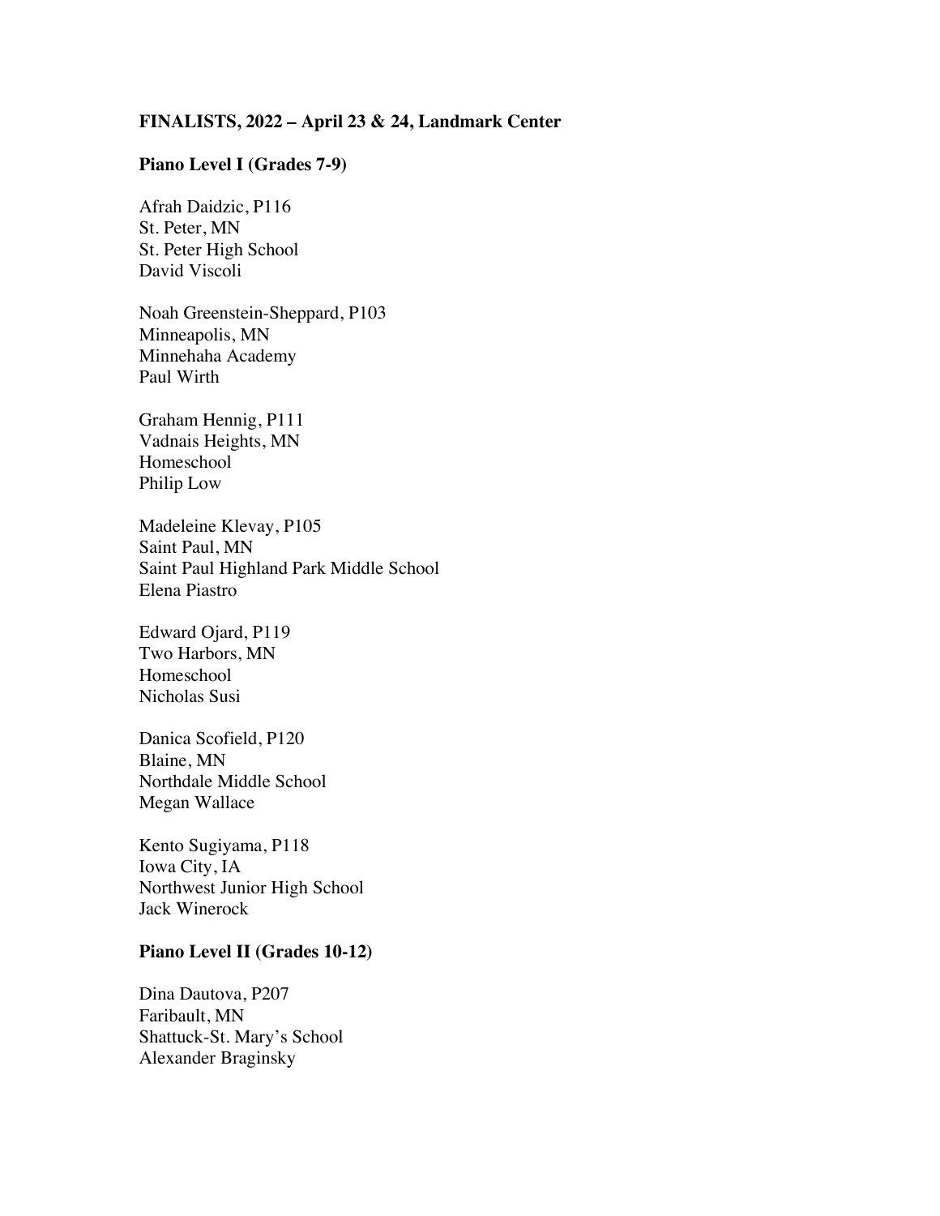**FINALISTS, 2022 – April 23 & 24, Landmark Center**

**Piano Level I (Grades 7-9)**

Afrah Daidzic, P116
St. Peter, MN
St. Peter High School
David Viscoli

Noah Greenstein-Sheppard, P103
Minneapolis, MN
Minnehaha Academy
Paul Wirth

Graham Hennig, P111
Vadnais Heights, MN
Homeschool
Philip Low

Madeleine Klevay, P105
Saint Paul, MN
Saint Paul Highland Park Middle School
Elena Piastro

Edward Ojard, P119
Two Harbors, MN
Homeschool
Nicholas Susi

Danica Scofield, P120
Blaine, MN
Northdale Middle School
Megan Wallace

Kento Sugiyama, P118
Iowa City, IA
Northwest Junior High School
Jack Winerock

**Piano Level II (Grades 10-12)**

Dina Dautova, P207
Faribault, MN
Shattuck-St. Mary's School
Alexander Braginsky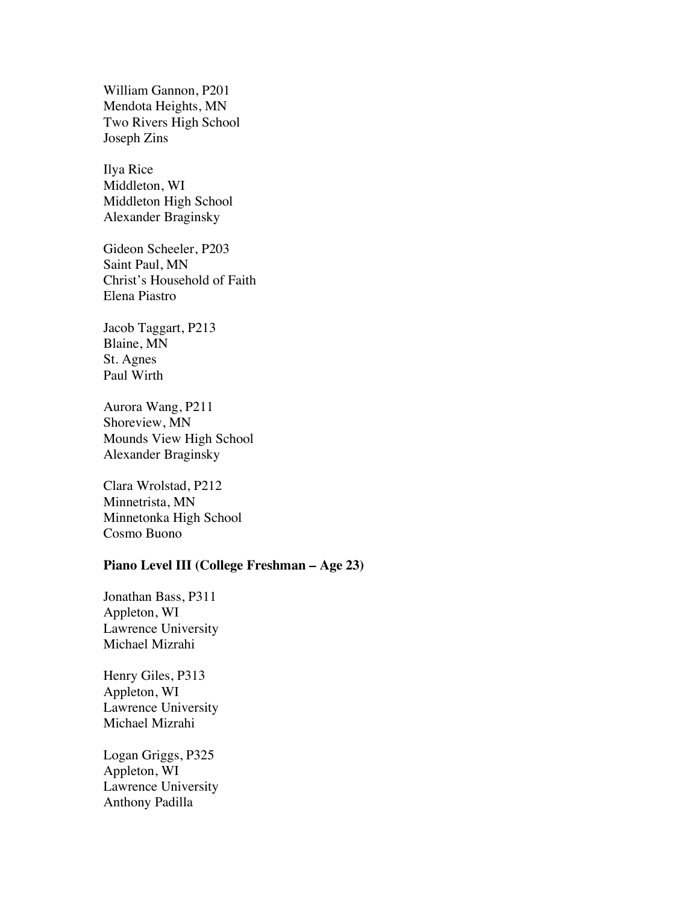William Gannon, P201
Mendota Heights, MN
Two Rivers High School
Joseph Zins

Ilya Rice
Middleton, WI
Middleton High School
Alexander Braginsky

Gideon Scheeler, P203
Saint Paul, MN
Christ's Household of Faith
Elena Piastro

Jacob Taggart, P213
Blaine, MN
St. Agnes
Paul Wirth

Aurora Wang, P211
Shoreview, MN
Mounds View High School
Alexander Braginsky

Clara Wrolstad, P212
Minnetrista, MN
Minnetonka High School
Cosmo Buono

**Piano Level III (College Freshman – Age 23)**

Jonathan Bass, P311
Appleton, WI
Lawrence University
Michael Mizrahi

Henry Giles, P313
Appleton, WI
Lawrence University
Michael Mizrahi

Logan Griggs, P325
Appleton, WI
Lawrence University
Anthony Padilla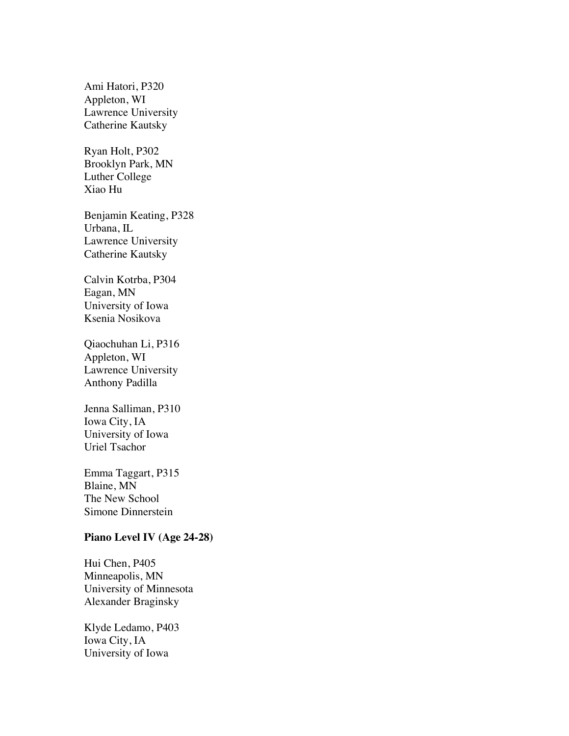Ami Hatori, P320
Appleton, WI
Lawrence University
Catherine Kautsky

Ryan Holt, P302
Brooklyn Park, MN
Luther College
Xiao Hu

Benjamin Keating, P328
Urbana, IL
Lawrence University
Catherine Kautsky

Calvin Kotrba, P304
Eagan, MN
University of Iowa
Ksenia Nosikova

Qiaochuhan Li, P316
Appleton, WI
Lawrence University
Anthony Padilla

Jenna Salliman, P310
Iowa City, IA
University of Iowa
Uriel Tsachor

Emma Taggart, P315
Blaine, MN
The New School
Simone Dinnerstein

**Piano Level IV (Age 24-28)**

Hui Chen, P405
Minneapolis, MN
University of Minnesota
Alexander Braginsky

Klyde Ledamo, P403
Iowa City, IA
University of Iowa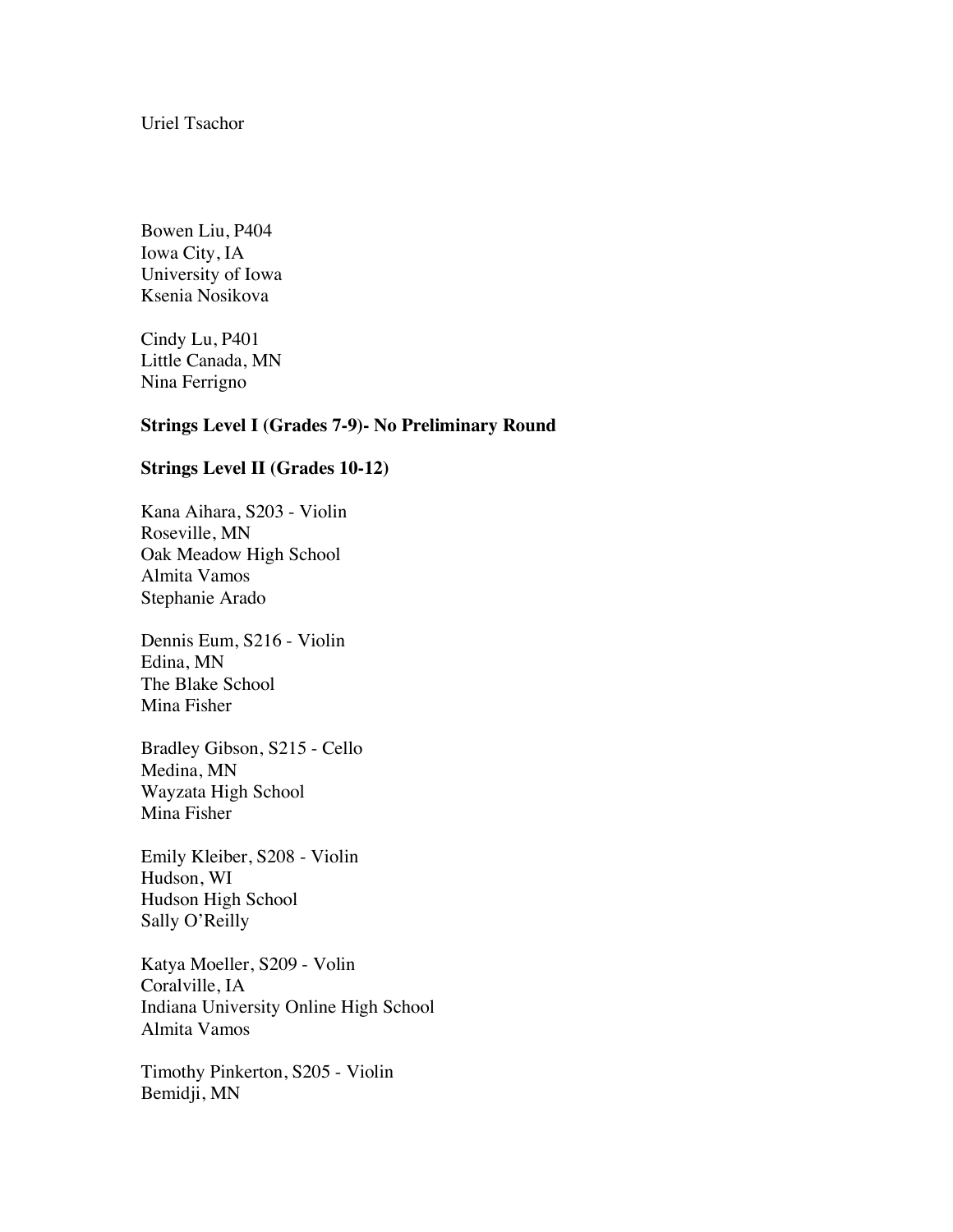Uriel Tsachor

Bowen Liu, P404
Iowa City, IA
University of Iowa
Ksenia Nosikova

Cindy Lu, P401
Little Canada, MN
Nina Ferrigno

**Strings Level I (Grades 7-9)- No Preliminary Round**

**Strings Level II (Grades 10-12)**

Kana Aihara, S203 - Violin
Roseville, MN
Oak Meadow High School
Almita Vamos
Stephanie Arado

Dennis Eum, S216 - Violin
Edina, MN
The Blake School
Mina Fisher

Bradley Gibson, S215 - Cello
Medina, MN
Wayzata High School
Mina Fisher

Emily Kleiber, S208 - Violin
Hudson, WI
Hudson High School
Sally O'Reilly

Katya Moeller, S209 - Volin
Coralville, IA
Indiana University Online High School
Almita Vamos

Timothy Pinkerton, S205 - Violin
Bemidji, MN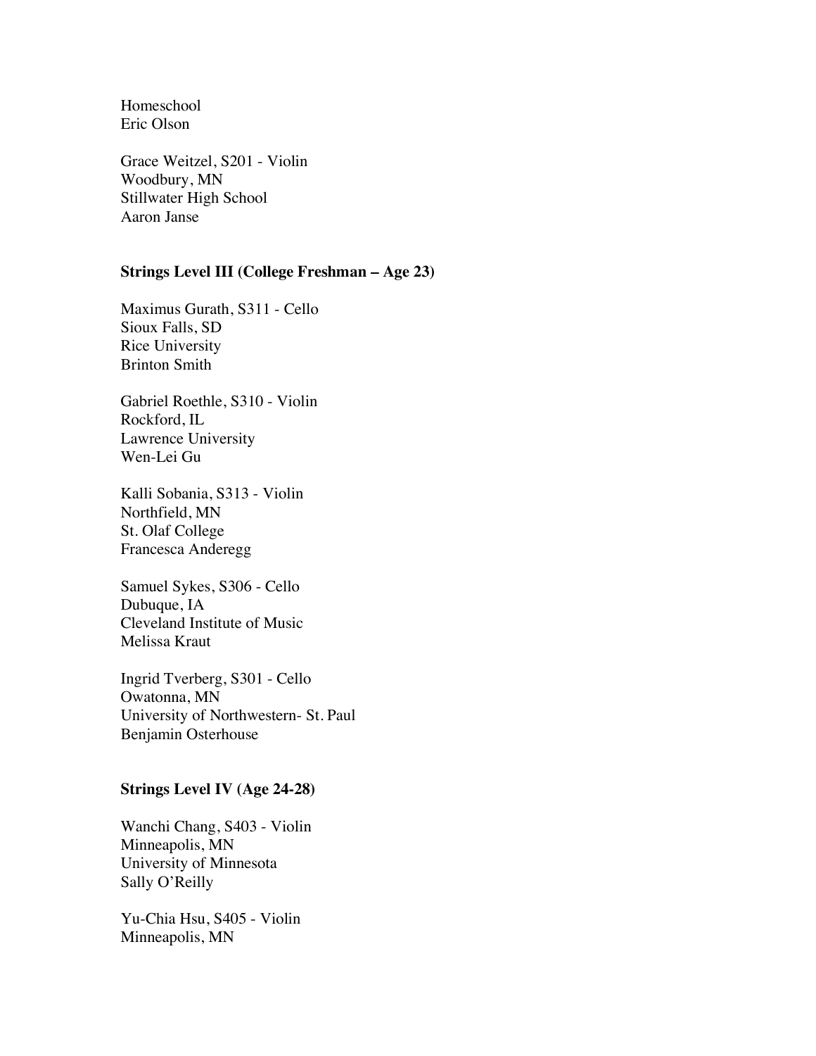Homeschool
Eric Olson

Grace Weitzel, S201 - Violin
Woodbury, MN
Stillwater High School
Aaron Janse

### Strings Level III (College Freshman – Age 23)

Maximus Gurath, S311 - Cello
Sioux Falls, SD
Rice University
Brinton Smith

Gabriel Roethle, S310 - Violin
Rockford, IL
Lawrence University
Wen-Lei Gu

Kalli Sobania, S313 - Violin
Northfield, MN
St. Olaf College
Francesca Anderegg

Samuel Sykes, S306 - Cello
Dubuque, IA
Cleveland Institute of Music
Melissa Kraut

Ingrid Tverberg, S301 - Cello
Owatonna, MN
University of Northwestern- St. Paul
Benjamin Osterhouse

### Strings Level IV (Age 24-28)

Wanchi Chang, S403 - Violin
Minneapolis, MN
University of Minnesota
Sally O'Reilly

Yu-Chia Hsu, S405 - Violin
Minneapolis, MN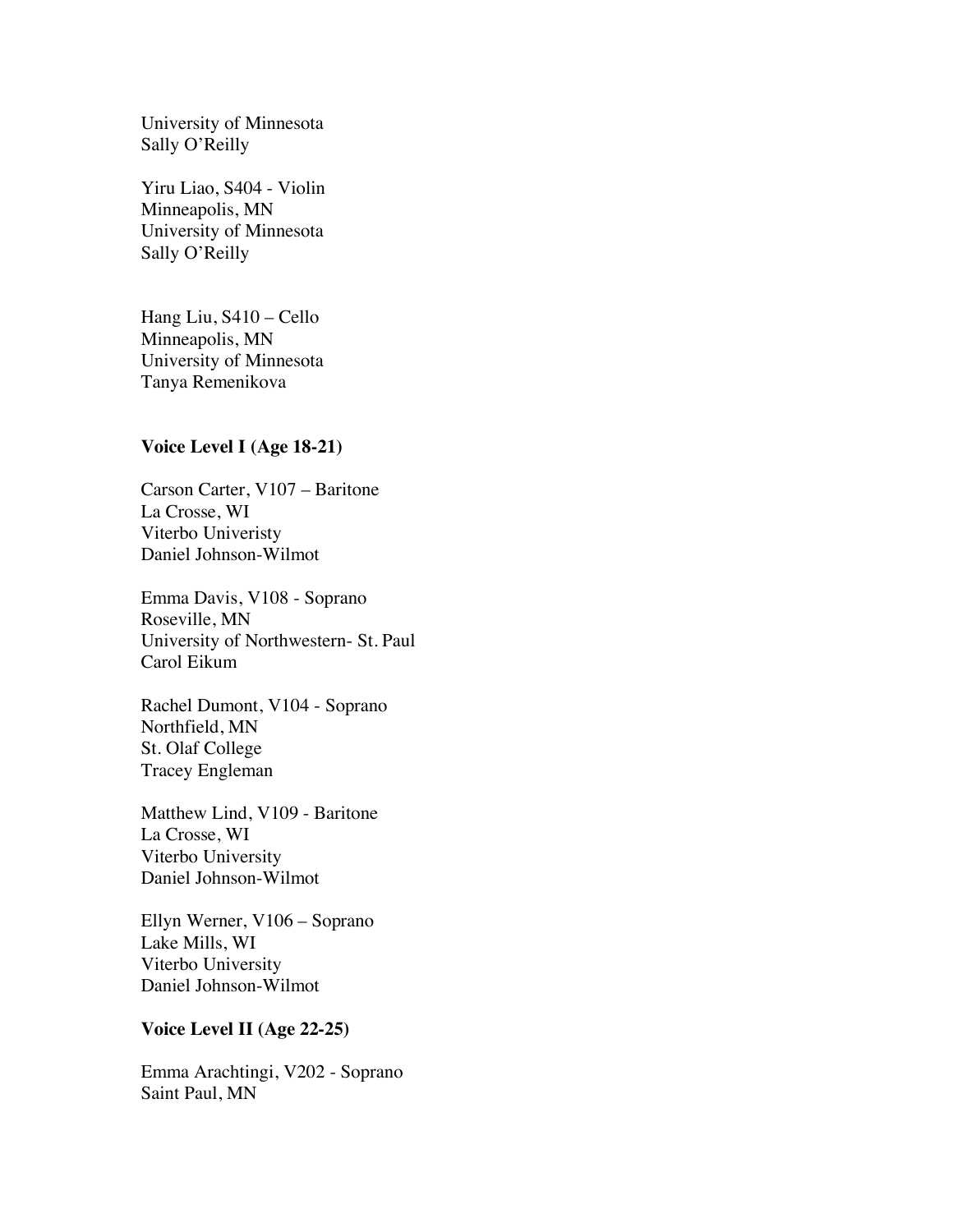University of Minnesota
Sally O'Reilly

Yiru Liao, S404 - Violin
Minneapolis, MN
University of Minnesota
Sally O'Reilly

Hang Liu, S410 – Cello
Minneapolis, MN
University of Minnesota
Tanya Remenikova

**Voice Level I (Age 18-21)**

Carson Carter, V107 – Baritone
La Crosse, WI
Viterbo Univeristy
Daniel Johnson-Wilmot

Emma Davis, V108 - Soprano
Roseville, MN
University of Northwestern- St. Paul
Carol Eikum

Rachel Dumont, V104 - Soprano
Northfield, MN
St. Olaf College
Tracey Engleman

Matthew Lind, V109 - Baritone
La Crosse, WI
Viterbo University
Daniel Johnson-Wilmot

Ellyn Werner, V106 – Soprano
Lake Mills, WI
Viterbo University
Daniel Johnson-Wilmot

**Voice Level II (Age 22-25)**

Emma Arachtingi, V202 - Soprano
Saint Paul, MN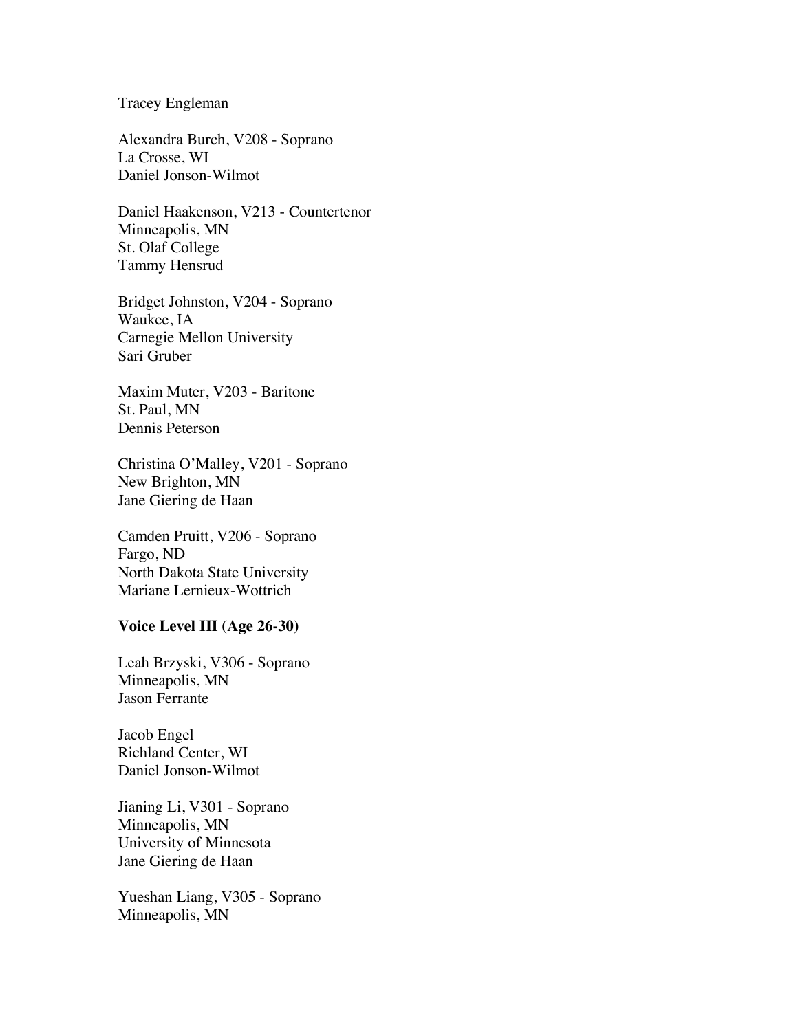Tracey Engleman

Alexandra Burch, V208 - Soprano
La Crosse, WI
Daniel Jonson-Wilmot

Daniel Haakenson, V213 - Countertenor
Minneapolis, MN
St. Olaf College
Tammy Hensrud

Bridget Johnston, V204 - Soprano
Waukee, IA
Carnegie Mellon University
Sari Gruber

Maxim Muter, V203 - Baritone
St. Paul, MN
Dennis Peterson

Christina O'Malley, V201 - Soprano
New Brighton, MN
Jane Giering de Haan

Camden Pruitt, V206 - Soprano
Fargo, ND
North Dakota State University
Mariane Lernieux-Wottrich

**Voice Level III (Age 26-30)**

Leah Brzyski, V306 - Soprano
Minneapolis, MN
Jason Ferrante

Jacob Engel
Richland Center, WI
Daniel Jonson-Wilmot

Jianing Li, V301 - Soprano
Minneapolis, MN
University of Minnesota
Jane Giering de Haan

Yueshan Liang, V305 - Soprano
Minneapolis, MN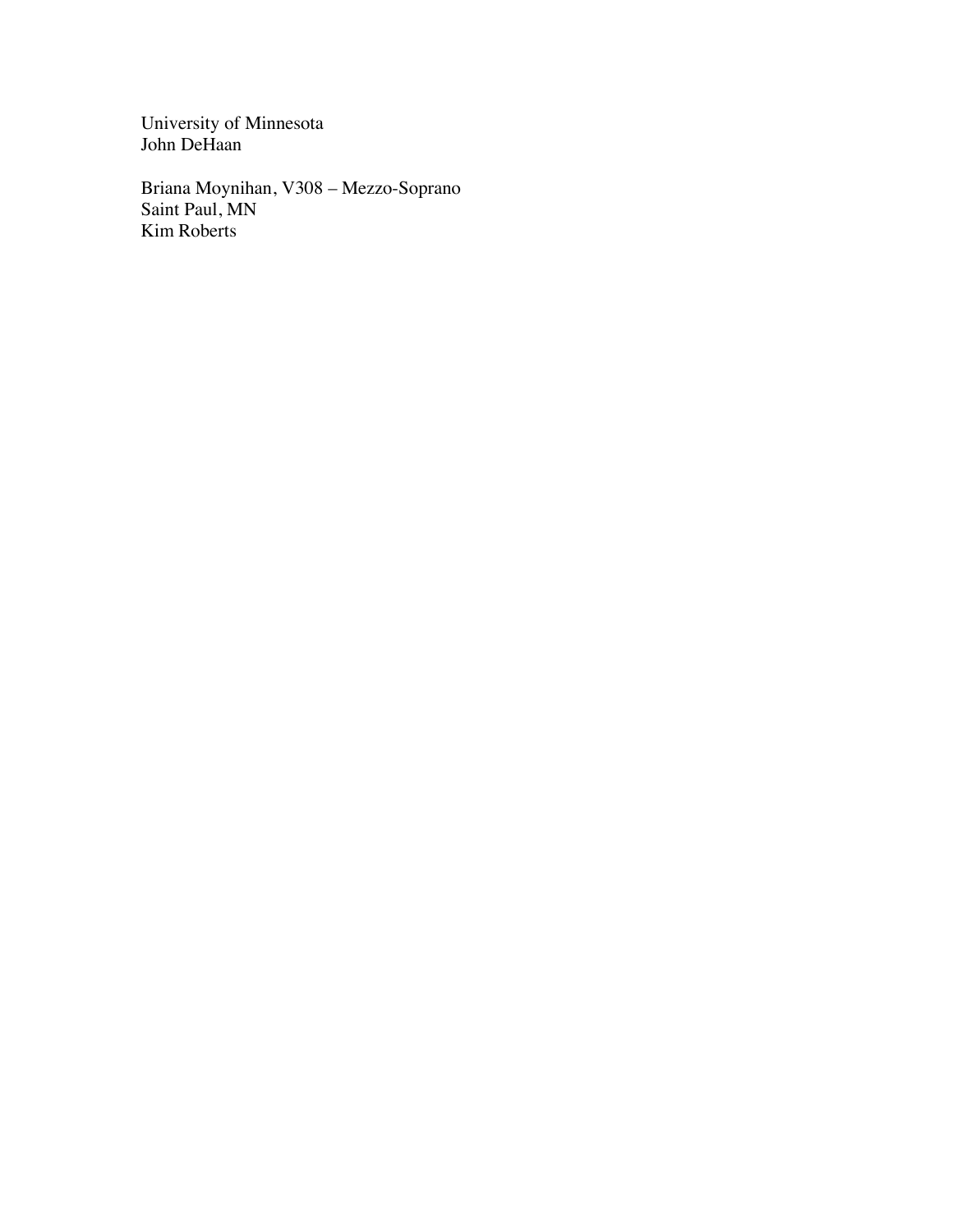University of Minnesota
John DeHaan

Briana Moynihan, V308 – Mezzo-Soprano
Saint Paul, MN
Kim Roberts